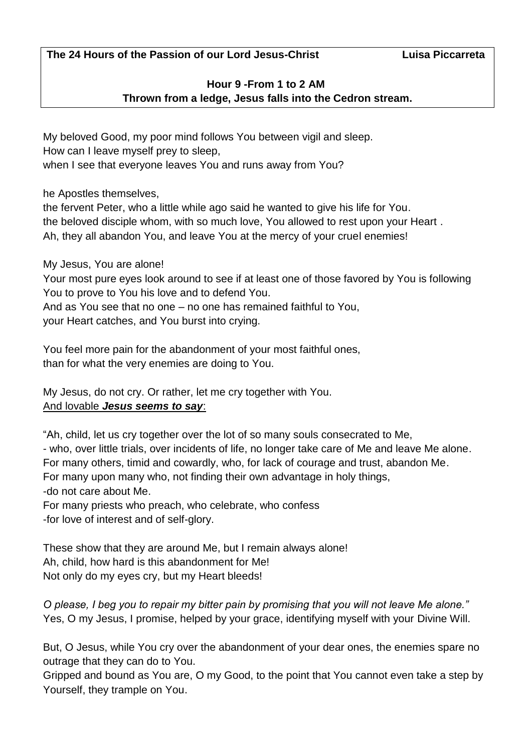**The 24 Hours of the Passion of our Lord Jesus-Christ** **Luisa Piccarreta**

## Hour 9 -From 1 to 2 AM
## Thrown from a ledge, Jesus falls into the Cedron stream.

My beloved Good, my poor mind follows You between vigil and sleep.
How can I leave myself prey to sleep,
when I see that everyone leaves You and runs away from You?

he Apostles themselves,
the fervent Peter, who a little while ago said he wanted to give his life for You.
the beloved disciple whom, with so much love, You allowed to rest upon your Heart .
Ah, they all abandon You, and leave You at the mercy of your cruel enemies!

My Jesus, You are alone!
Your most pure eyes look around to see if at least one of those favored by You is following You to prove to You his love and to defend You.
And as You see that no one – no one has remained faithful to You,
your Heart catches, and You burst into crying.

You feel more pain for the abandonment of your most faithful ones,
than for what the very enemies are doing to You.

My Jesus, do not cry. Or rather, let me cry together with You.
<u>And lovable ***Jesus seems to say***:</u>

"Ah, child, let us cry together over the lot of so many souls consecrated to Me,
- who, over little trials, over incidents of life, no longer take care of Me and leave Me alone.
For many others, timid and cowardly, who, for lack of courage and trust, abandon Me.
For many upon many who, not finding their own advantage in holy things,
-do not care about Me.
For many priests who preach, who celebrate, who confess
-for love of interest and of self-glory.

These show that they are around Me, but I remain always alone!
Ah, child, how hard is this abandonment for Me!
Not only do my eyes cry, but my Heart bleeds!

*O please, I beg you to repair my bitter pain by promising that you will not leave Me alone."*
Yes, O my Jesus, I promise, helped by your grace, identifying myself with your Divine Will.

But, O Jesus, while You cry over the abandonment of your dear ones, the enemies spare no outrage that they can do to You.
Gripped and bound as You are, O my Good, to the point that You cannot even take a step by Yourself, they trample on You.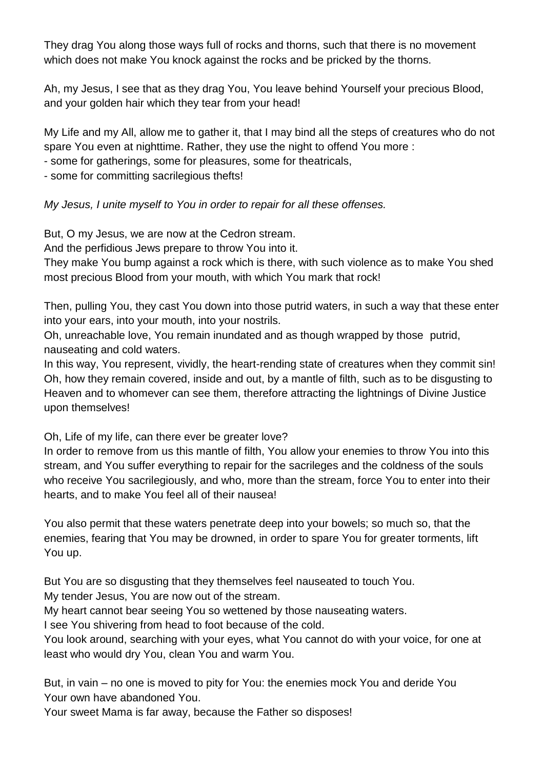They drag You along those ways full of rocks and thorns, such that there is no movement which does not make You knock against the rocks and be pricked by the thorns.

Ah, my Jesus, I see that as they drag You, You leave behind Yourself your precious Blood, and your golden hair which they tear from your head!

My Life and my All, allow me to gather it, that I may bind all the steps of creatures who do not spare You even at nighttime. Rather, they use the night to offend You more :

- some for gatherings, some for pleasures, some for theatricals,
- some for committing sacrilegious thefts!

*My Jesus, I unite myself to You in order to repair for all these offenses.*

But, O my Jesus, we are now at the Cedron stream.
And the perfidious Jews prepare to throw You into it.
They make You bump against a rock which is there, with such violence as to make You shed most precious Blood from your mouth, with which You mark that rock!

Then, pulling You, they cast You down into those putrid waters, in such a way that these enter into your ears, into your mouth, into your nostrils.
Oh, unreachable love, You remain inundated and as though wrapped by those putrid, nauseating and cold waters.
In this way, You represent, vividly, the heart-rending state of creatures when they commit sin!
Oh, how they remain covered, inside and out, by a mantle of filth, such as to be disgusting to Heaven and to whomever can see them, therefore attracting the lightnings of Divine Justice upon themselves!

Oh, Life of my life, can there ever be greater love?
In order to remove from us this mantle of filth, You allow your enemies to throw You into this stream, and You suffer everything to repair for the sacrileges and the coldness of the souls who receive You sacrilegiously, and who, more than the stream, force You to enter into their hearts, and to make You feel all of their nausea!

You also permit that these waters penetrate deep into your bowels; so much so, that the enemies, fearing that You may be drowned, in order to spare You for greater torments, lift You up.

But You are so disgusting that they themselves feel nauseated to touch You.
My tender Jesus, You are now out of the stream.
My heart cannot bear seeing You so wettened by those nauseating waters.
I see You shivering from head to foot because of the cold.
You look around, searching with your eyes, what You cannot do with your voice, for one at least who would dry You, clean You and warm You.

But, in vain – no one is moved to pity for You: the enemies mock You and deride You
Your own have abandoned You.
Your sweet Mama is far away, because the Father so disposes!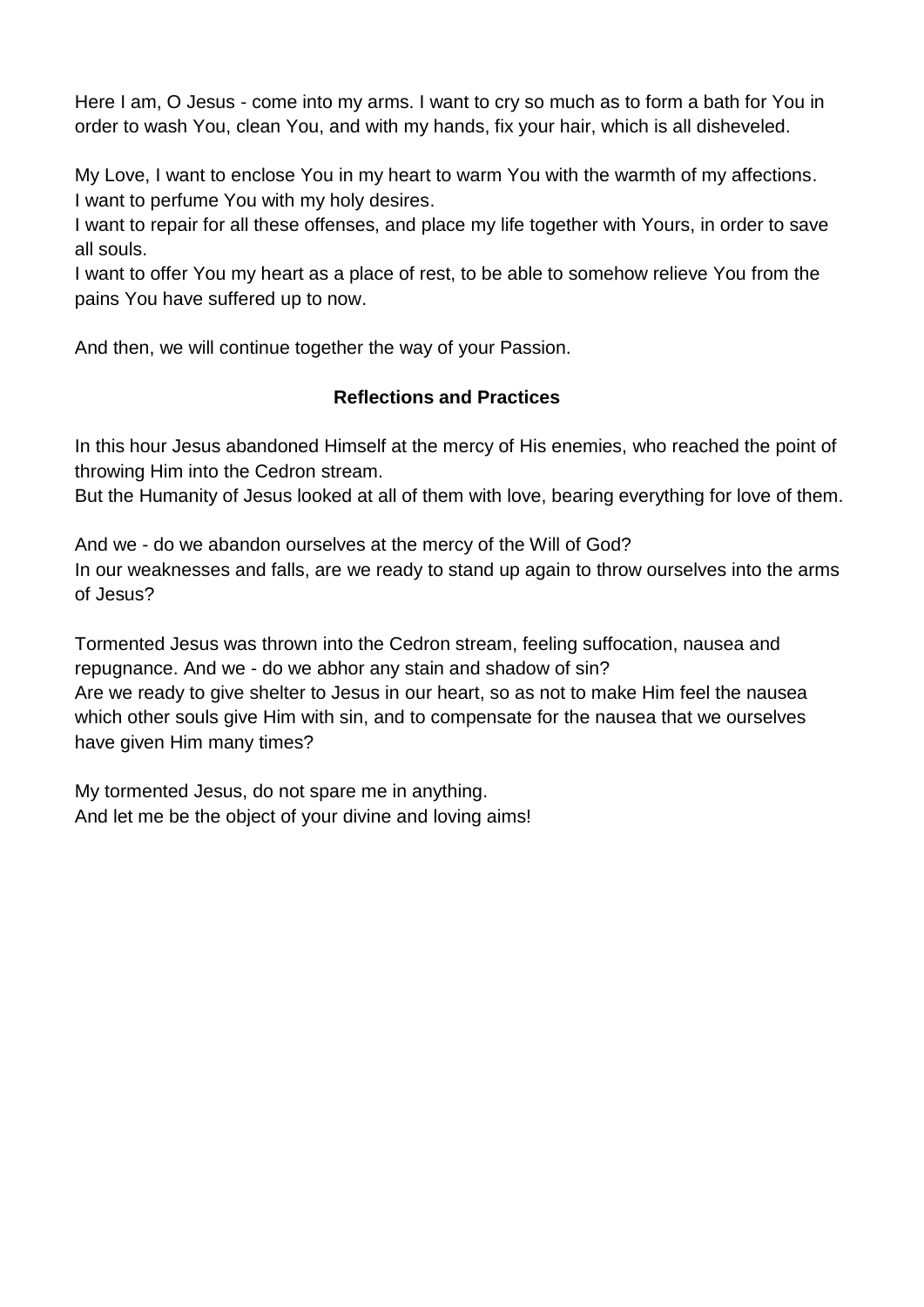Here I am, O Jesus - come into my arms. I want to cry so much as to form a bath for You in order to wash You, clean You, and with my hands, fix your hair, which is all disheveled.

My Love, I want to enclose You in my heart to warm You with the warmth of my affections.
I want to perfume You with my holy desires.
I want to repair for all these offenses, and place my life together with Yours, in order to save all souls.
I want to offer You my heart as a place of rest, to be able to somehow relieve You from the pains You have suffered up to now.

And then, we will continue together the way of your Passion.

**Reflections and Practices**

In this hour Jesus abandoned Himself at the mercy of His enemies, who reached the point of throwing Him into the Cedron stream.
But the Humanity of Jesus looked at all of them with love, bearing everything for love of them.

And we - do we abandon ourselves at the mercy of the Will of God?
In our weaknesses and falls, are we ready to stand up again to throw ourselves into the arms of Jesus?

Tormented Jesus was thrown into the Cedron stream, feeling suffocation, nausea and repugnance. And we - do we abhor any stain and shadow of sin?
Are we ready to give shelter to Jesus in our heart, so as not to make Him feel the nausea which other souls give Him with sin, and to compensate for the nausea that we ourselves have given Him many times?

My tormented Jesus, do not spare me in anything.
And let me be the object of your divine and loving aims!